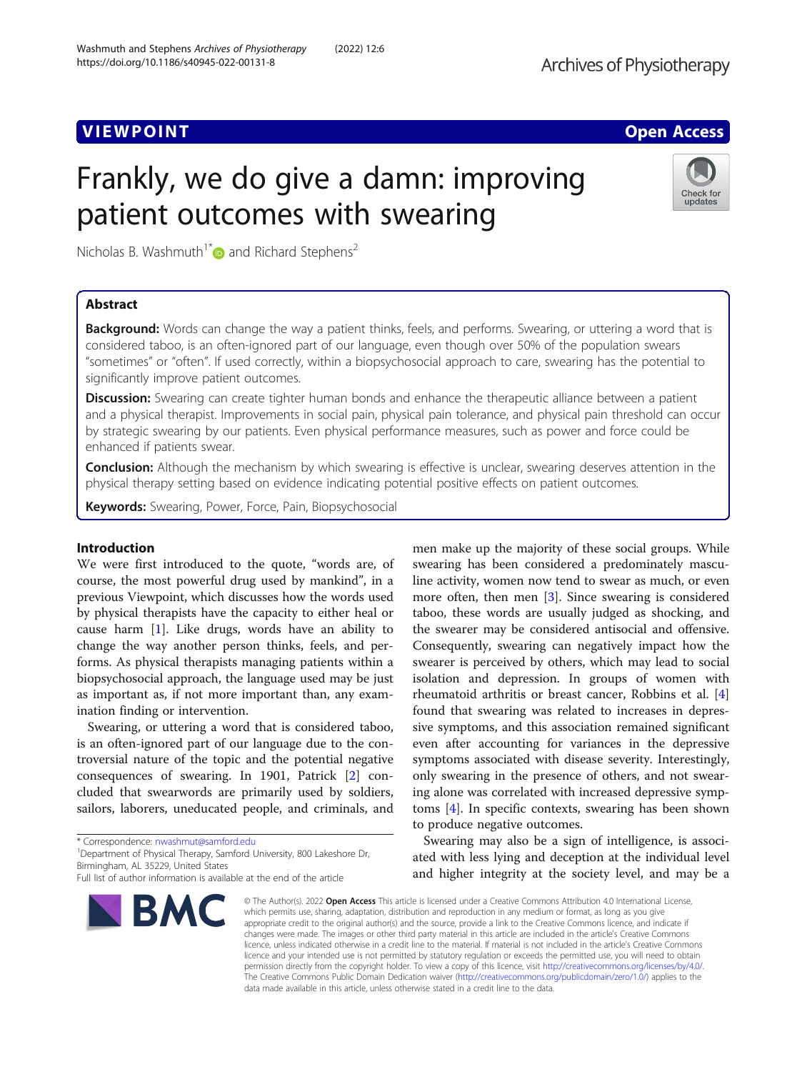VIEWPOINT

Open Access

# Frankly, we do give a damn: improving patient outcomes with swearing

Nicholas B. Washmuth[1*] and Richard Stephens[2]

## Abstract

**Background:** Words can change the way a patient thinks, feels, and performs. Swearing, or uttering a word that is considered taboo, is an often-ignored part of our language, even though over 50% of the population swears "sometimes" or "often". If used correctly, within a biopsychosocial approach to care, swearing has the potential to significantly improve patient outcomes.

**Discussion:** Swearing can create tighter human bonds and enhance the therapeutic alliance between a patient and a physical therapist. Improvements in social pain, physical pain tolerance, and physical pain threshold can occur by strategic swearing by our patients. Even physical performance measures, such as power and force could be enhanced if patients swear.

**Conclusion:** Although the mechanism by which swearing is effective is unclear, swearing deserves attention in the physical therapy setting based on evidence indicating potential positive effects on patient outcomes.

**Keywords:** Swearing, Power, Force, Pain, Biopsychosocial

## Introduction

We were first introduced to the quote, "words are, of course, the most powerful drug used by mankind", in a previous Viewpoint, which discusses how the words used by physical therapists have the capacity to either heal or cause harm [1]. Like drugs, words have an ability to change the way another person thinks, feels, and performs. As physical therapists managing patients within a biopsychosocial approach, the language used may be just as important as, if not more important than, any examination finding or intervention.

Swearing, or uttering a word that is considered taboo, is an often-ignored part of our language due to the controversial nature of the topic and the potential negative consequences of swearing. In 1901, Patrick [2] concluded that swearwords are primarily used by soldiers, sailors, laborers, uneducated people, and criminals, and men make up the majority of these social groups. While swearing has been considered a predominately masculine activity, women now tend to swear as much, or even more often, then men [3]. Since swearing is considered taboo, these words are usually judged as shocking, and the swearer may be considered antisocial and offensive. Consequently, swearing can negatively impact how the swearer is perceived by others, which may lead to social isolation and depression. In groups of women with rheumatoid arthritis or breast cancer, Robbins et al. [4] found that swearing was related to increases in depressive symptoms, and this association remained significant even after accounting for variances in the depressive symptoms associated with disease severity. Interestingly, only swearing in the presence of others, and not swearing alone was correlated with increased depressive symptoms [4]. In specific contexts, swearing has been shown to produce negative outcomes.

Swearing may also be a sign of intelligence, is associated with less lying and deception at the individual level and higher integrity at the society level, and may be a

\* Correspondence: nwashmut@samford.edu

[1]Department of Physical Therapy, Samford University, 800 Lakeshore Dr, Birmingham, AL 35229, United States

Full list of author information is available at the end of the article

© The Author(s). 2022 **Open Access** This article is licensed under a Creative Commons Attribution 4.0 International License, which permits use, sharing, adaptation, distribution and reproduction in any medium or format, as long as you give appropriate credit to the original author(s) and the source, provide a link to the Creative Commons licence, and indicate if changes were made. The images or other third party material in this article are included in the article's Creative Commons licence, unless indicated otherwise in a credit line to the material. If material is not included in the article's Creative Commons licence and your intended use is not permitted by statutory regulation or exceeds the permitted use, you will need to obtain permission directly from the copyright holder. To view a copy of this licence, visit http://creativecommons.org/licenses/by/4.0/. The Creative Commons Public Domain Dedication waiver (http://creativecommons.org/publicdomain/zero/1.0/) applies to the data made available in this article, unless otherwise stated in a credit line to the data.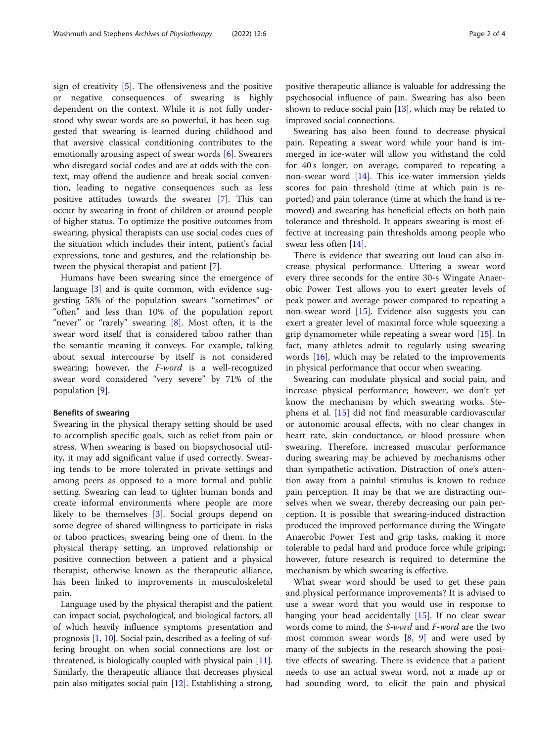sign of creativity [5]. The offensiveness and the positive or negative consequences of swearing is highly dependent on the context. While it is not fully understood why swear words are so powerful, it has been suggested that swearing is learned during childhood and that aversive classical conditioning contributes to the emotionally arousing aspect of swear words [6]. Swearers who disregard social codes and are at odds with the context, may offend the audience and break social convention, leading to negative consequences such as less positive attitudes towards the swearer [7]. This can occur by swearing in front of children or around people of higher status. To optimize the positive outcomes from swearing, physical therapists can use social codes cues of the situation which includes their intent, patient's facial expressions, tone and gestures, and the relationship between the physical therapist and patient [7].

Humans have been swearing since the emergence of language [3] and is quite common, with evidence suggesting 58% of the population swears "sometimes" or "often" and less than 10% of the population report "never" or "rarely" swearing [8]. Most often, it is the swear word itself that is considered taboo rather than the semantic meaning it conveys. For example, talking about sexual intercourse by itself is not considered swearing; however, the *F-word* is a well-recognized swear word considered "very severe" by 71% of the population [9].

#### Benefits of swearing

Swearing in the physical therapy setting should be used to accomplish specific goals, such as relief from pain or stress. When swearing is based on biopsychosocial utility, it may add significant value if used correctly. Swearing tends to be more tolerated in private settings and among peers as opposed to a more formal and public setting. Swearing can lead to tighter human bonds and create informal environments where people are more likely to be themselves [3]. Social groups depend on some degree of shared willingness to participate in risks or taboo practices, swearing being one of them. In the physical therapy setting, an improved relationship or positive connection between a patient and a physical therapist, otherwise known as the therapeutic alliance, has been linked to improvements in musculoskeletal pain.

Language used by the physical therapist and the patient can impact social, psychological, and biological factors, all of which heavily influence symptoms presentation and prognosis [1, 10]. Social pain, described as a feeling of suffering brought on when social connections are lost or threatened, is biologically coupled with physical pain [11]. Similarly, the therapeutic alliance that decreases physical pain also mitigates social pain [12]. Establishing a strong, positive therapeutic alliance is valuable for addressing the psychosocial influence of pain. Swearing has also been shown to reduce social pain [13], which may be related to improved social connections.

Swearing has also been found to decrease physical pain. Repeating a swear word while your hand is immerged in ice-water will allow you withstand the cold for 40 s longer, on average, compared to repeating a non-swear word [14]. This ice-water immersion yields scores for pain threshold (time at which pain is reported) and pain tolerance (time at which the hand is removed) and swearing has beneficial effects on both pain tolerance and threshold. It appears swearing is most effective at increasing pain thresholds among people who swear less often [14].

There is evidence that swearing out loud can also increase physical performance. Uttering a swear word every three seconds for the entire 30-s Wingate Anaerobic Power Test allows you to exert greater levels of peak power and average power compared to repeating a non-swear word [15]. Evidence also suggests you can exert a greater level of maximal force while squeezing a grip dynamometer while repeating a swear word [15]. In fact, many athletes admit to regularly using swearing words [16], which may be related to the improvements in physical performance that occur when swearing.

Swearing can modulate physical and social pain, and increase physical performance; however, we don't yet know the mechanism by which swearing works. Stephens et al. [15] did not find measurable cardiovascular or autonomic arousal effects, with no clear changes in heart rate, skin conductance, or blood pressure when swearing. Therefore, increased muscular performance during swearing may be achieved by mechanisms other than sympathetic activation. Distraction of one's attention away from a painful stimulus is known to reduce pain perception. It may be that we are distracting ourselves when we swear, thereby decreasing our pain perception. It is possible that swearing-induced distraction produced the improved performance during the Wingate Anaerobic Power Test and grip tasks, making it more tolerable to pedal hard and produce force while griping; however, future research is required to determine the mechanism by which swearing is effective.

What swear word should be used to get these pain and physical performance improvements? It is advised to use a swear word that you would use in response to banging your head accidentally [15]. If no clear swear words come to mind, the *S-word* and *F-word* are the two most common swear words [8, 9] and were used by many of the subjects in the research showing the positive effects of swearing. There is evidence that a patient needs to use an actual swear word, not a made up or bad sounding word, to elicit the pain and physical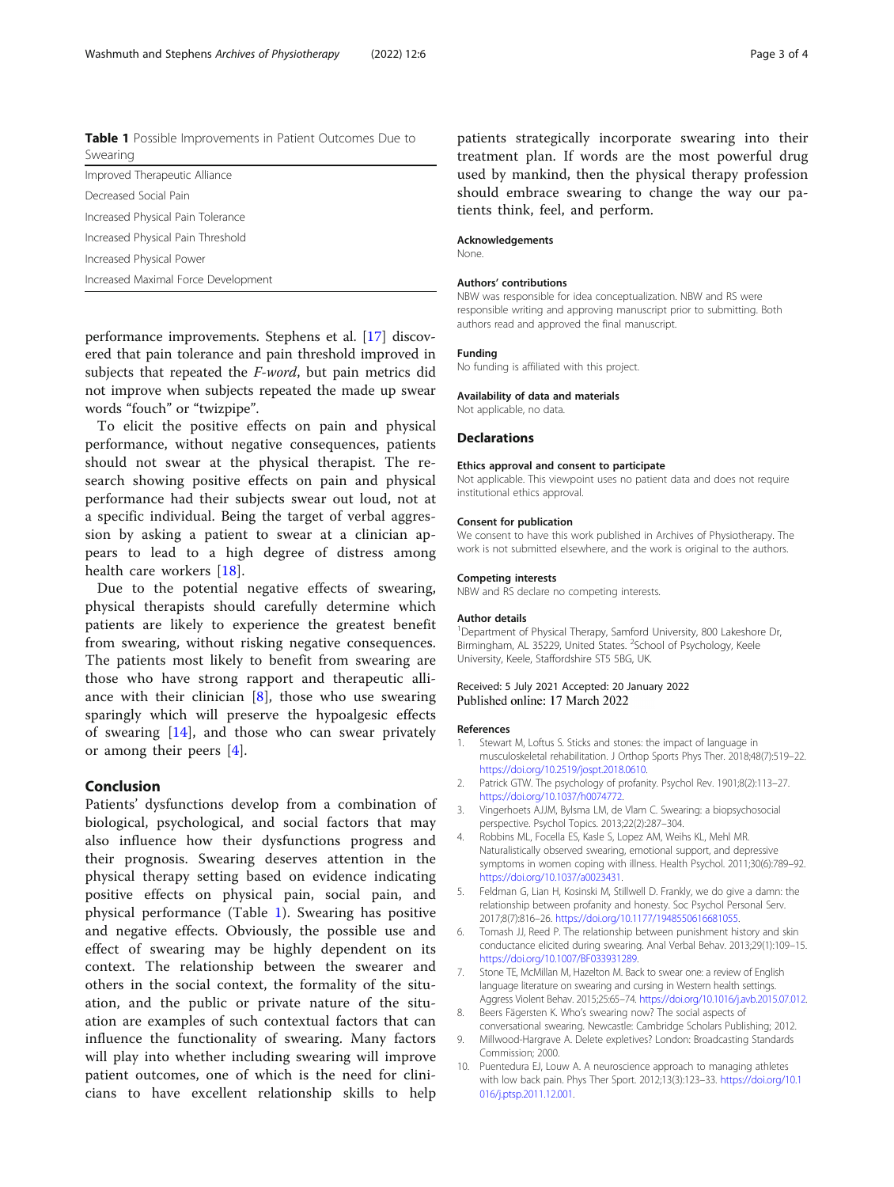**Table 1** Possible Improvements in Patient Outcomes Due to Swearing

| |
|---|
| Improved Therapeutic Alliance |
| Decreased Social Pain |
| Increased Physical Pain Tolerance |
| Increased Physical Pain Threshold |
| Increased Physical Power |
| Increased Maximal Force Development |

performance improvements. Stephens et al. [17] discovered that pain tolerance and pain threshold improved in subjects that repeated the *F-word*, but pain metrics did not improve when subjects repeated the made up swear words "fouch" or "twizpipe".

To elicit the positive effects on pain and physical performance, without negative consequences, patients should not swear at the physical therapist. The research showing positive effects on pain and physical performance had their subjects swear out loud, not at a specific individual. Being the target of verbal aggression by asking a patient to swear at a clinician appears to lead to a high degree of distress among health care workers [18].

Due to the potential negative effects of swearing, physical therapists should carefully determine which patients are likely to experience the greatest benefit from swearing, without risking negative consequences. The patients most likely to benefit from swearing are those who have strong rapport and therapeutic alliance with their clinician [8], those who use swearing sparingly which will preserve the hypoalgesic effects of swearing [14], and those who can swear privately or among their peers [4].

## Conclusion

Patients' dysfunctions develop from a combination of biological, psychological, and social factors that may also influence how their dysfunctions progress and their prognosis. Swearing deserves attention in the physical therapy setting based on evidence indicating positive effects on physical pain, social pain, and physical performance (Table 1). Swearing has positive and negative effects. Obviously, the possible use and effect of swearing may be highly dependent on its context. The relationship between the swearer and others in the social context, the formality of the situation, and the public or private nature of the situation are examples of such contextual factors that can influence the functionality of swearing. Many factors will play into whether including swearing will improve patient outcomes, one of which is the need for clinicians to have excellent relationship skills to help patients strategically incorporate swearing into their treatment plan. If words are the most powerful drug used by mankind, then the physical therapy profession should embrace swearing to change the way our patients think, feel, and perform.

#### Acknowledgements
None.

#### Authors' contributions
NBW was responsible for idea conceptualization. NBW and RS were responsible writing and approving manuscript prior to submitting. Both authors read and approved the final manuscript.

#### Funding
No funding is affiliated with this project.

#### Availability of data and materials
Not applicable, no data.

### Declarations

#### Ethics approval and consent to participate
Not applicable. This viewpoint uses no patient data and does not require institutional ethics approval.

#### Consent for publication
We consent to have this work published in Archives of Physiotherapy. The work is not submitted elsewhere, and the work is original to the authors.

#### Competing interests
NBW and RS declare no competing interests.

#### Author details
[1]Department of Physical Therapy, Samford University, 800 Lakeshore Dr, Birmingham, AL 35229, United States. [2]School of Psychology, Keele University, Keele, Staffordshire ST5 5BG, UK.

Received: 5 July 2021 Accepted: 20 January 2022
Published online: 17 March 2022

#### References

1. Stewart M, Loftus S. Sticks and stones: the impact of language in musculoskeletal rehabilitation. J Orthop Sports Phys Ther. 2018;48(7):519–22. https://doi.org/10.2519/jospt.2018.0610.
2. Patrick GTW. The psychology of profanity. Psychol Rev. 1901;8(2):113–27. https://doi.org/10.1037/h0074772.
3. Vingerhoets AJJM, Bylsma LM, de Vlam C. Swearing: a biopsychosocial perspective. Psychol Topics. 2013;22(2):287–304.
4. Robbins ML, Focella ES, Kasle S, Lopez AM, Weihs KL, Mehl MR. Naturalistically observed swearing, emotional support, and depressive symptoms in women coping with illness. Health Psychol. 2011;30(6):789–92. https://doi.org/10.1037/a0023431.
5. Feldman G, Lian H, Kosinski M, Stillwell D. Frankly, we do give a damn: the relationship between profanity and honesty. Soc Psychol Personal Serv. 2017;8(7):816–26. https://doi.org/10.1177/1948550616681055.
6. Tomash JJ, Reed P. The relationship between punishment history and skin conductance elicited during swearing. Anal Verbal Behav. 2013;29(1):109–15. https://doi.org/10.1007/BF033931289.
7. Stone TE, McMillan M, Hazelton M. Back to swear one: a review of English language literature on swearing and cursing in Western health settings. Aggress Violent Behav. 2015;25:65–74. https://doi.org/10.1016/j.avb.2015.07.012.
8. Beers Fägersten K. Who's swearing now? The social aspects of conversational swearing. Newcastle: Cambridge Scholars Publishing; 2012.
9. Millwood-Hargrave A. Delete expletives? London: Broadcasting Standards Commission; 2000.
10. Puentedura EJ, Louw A. A neuroscience approach to managing athletes with low back pain. Phys Ther Sport. 2012;13(3):123–33. https://doi.org/10.1016/j.ptsp.2011.12.001.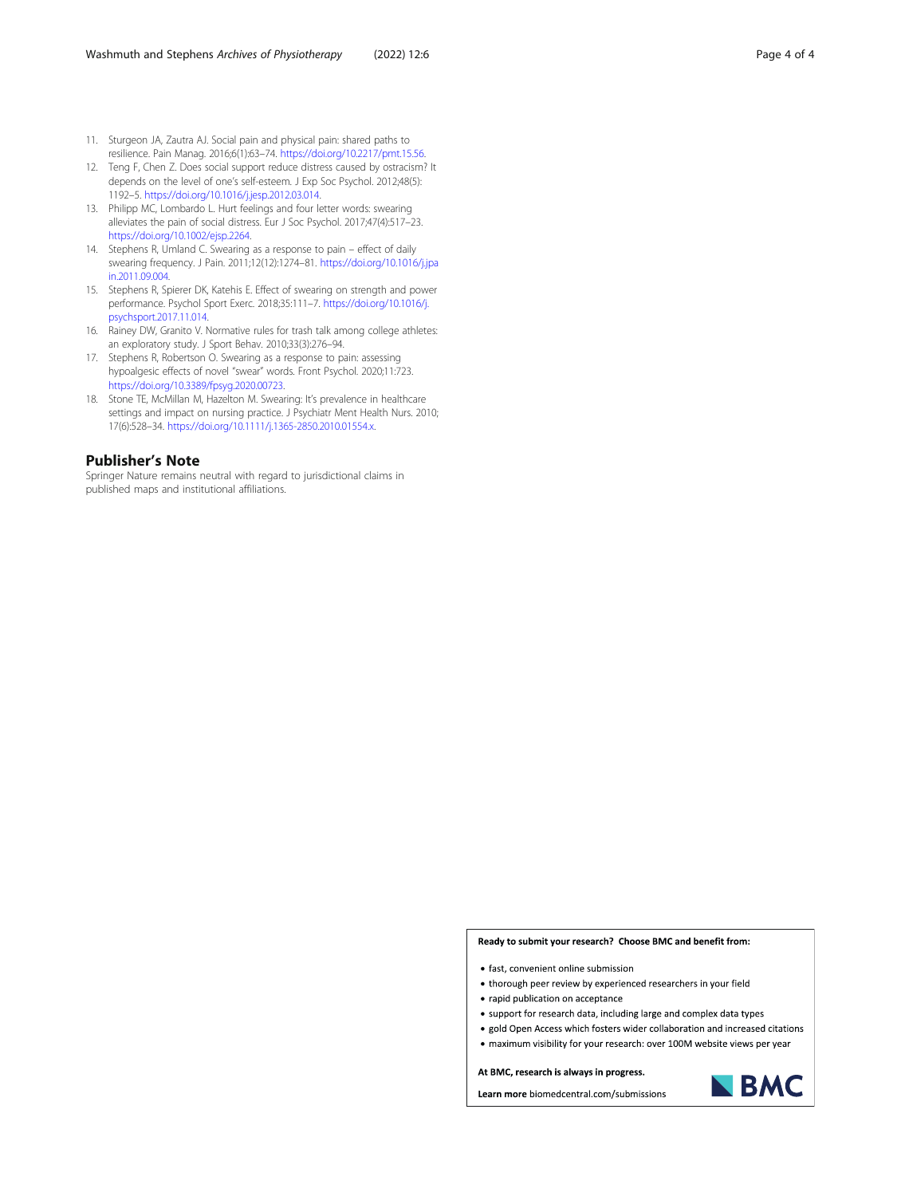11. Sturgeon JA, Zautra AJ. Social pain and physical pain: shared paths to resilience. Pain Manag. 2016;6(1):63–74. https://doi.org/10.2217/pmt.15.56.
12. Teng F, Chen Z. Does social support reduce distress caused by ostracism? It depends on the level of one's self-esteem. J Exp Soc Psychol. 2012;48(5): 1192–5. https://doi.org/10.1016/j.jesp.2012.03.014.
13. Philipp MC, Lombardo L. Hurt feelings and four letter words: swearing alleviates the pain of social distress. Eur J Soc Psychol. 2017;47(4):517–23. https://doi.org/10.1002/ejsp.2264.
14. Stephens R, Umland C. Swearing as a response to pain – effect of daily swearing frequency. J Pain. 2011;12(12):1274–81. https://doi.org/10.1016/j.jpain.2011.09.004.
15. Stephens R, Spierer DK, Katehis E. Effect of swearing on strength and power performance. Psychol Sport Exerc. 2018;35:111–7. https://doi.org/10.1016/j.psychsport.2017.11.014.
16. Rainey DW, Granito V. Normative rules for trash talk among college athletes: an exploratory study. J Sport Behav. 2010;33(3):276–94.
17. Stephens R, Robertson O. Swearing as a response to pain: assessing hypoalgesic effects of novel "swear" words. Front Psychol. 2020;11:723. https://doi.org/10.3389/fpsyg.2020.00723.
18. Stone TE, McMillan M, Hazelton M. Swearing: It's prevalence in healthcare settings and impact on nursing practice. J Psychiatr Ment Health Nurs. 2010; 17(6):528–34. https://doi.org/10.1111/j.1365-2850.2010.01554.x.

## Publisher's Note

Springer Nature remains neutral with regard to jurisdictional claims in published maps and institutional affiliations.

**Ready to submit your research? Choose BMC and benefit from:**

- fast, convenient online submission
- thorough peer review by experienced researchers in your field
- rapid publication on acceptance
- support for research data, including large and complex data types
- gold Open Access which fosters wider collaboration and increased citations
- maximum visibility for your research: over 100M website views per year

**At BMC, research is always in progress.**

**Learn more** biomedcentral.com/submissions

BMC